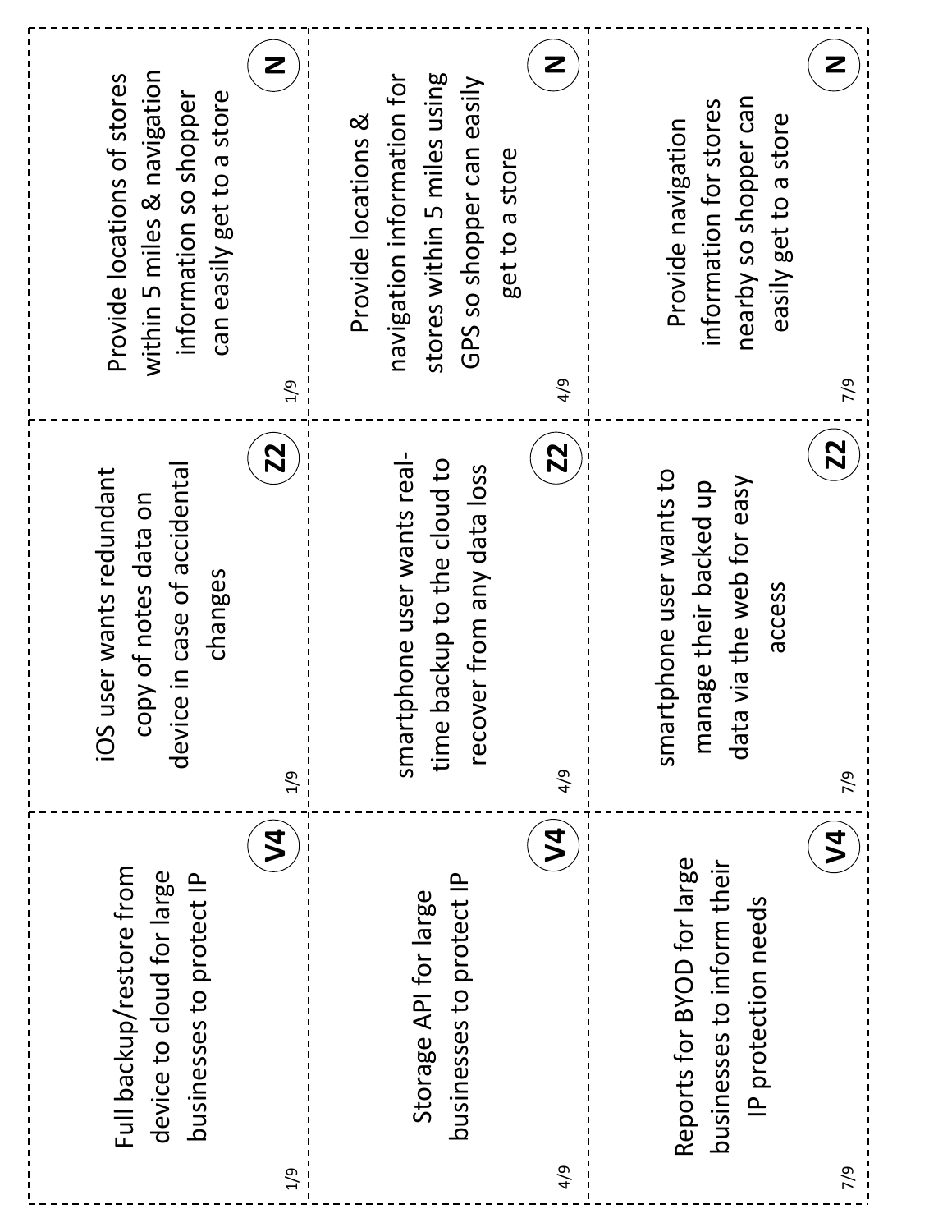Full backup/restore from device to cloud for large businesses to protect IP

V4

1/9

iOS user wants redundant copy of notes data on device in case of accidental changes

Z2

1/9

Provide locations of stores within 5 miles & navigation information so shopper can easily get to a store

N

1/9

Storage API for large businesses to protect IP

V4

4/9

smartphone user wants real-time backup to the cloud to recover from any data loss

Z2

4/9

Provide locations & navigation information for stores within 5 miles using GPS so shopper can easily get to a store

N

4/9

Reports for BYOD for large businesses to inform their IP protection needs

V4

7/9

smartphone user wants to manage their backed up data via the web for easy access

Z2

7/9

Provide navigation information for stores nearby so shopper can easily get to a store

N

7/9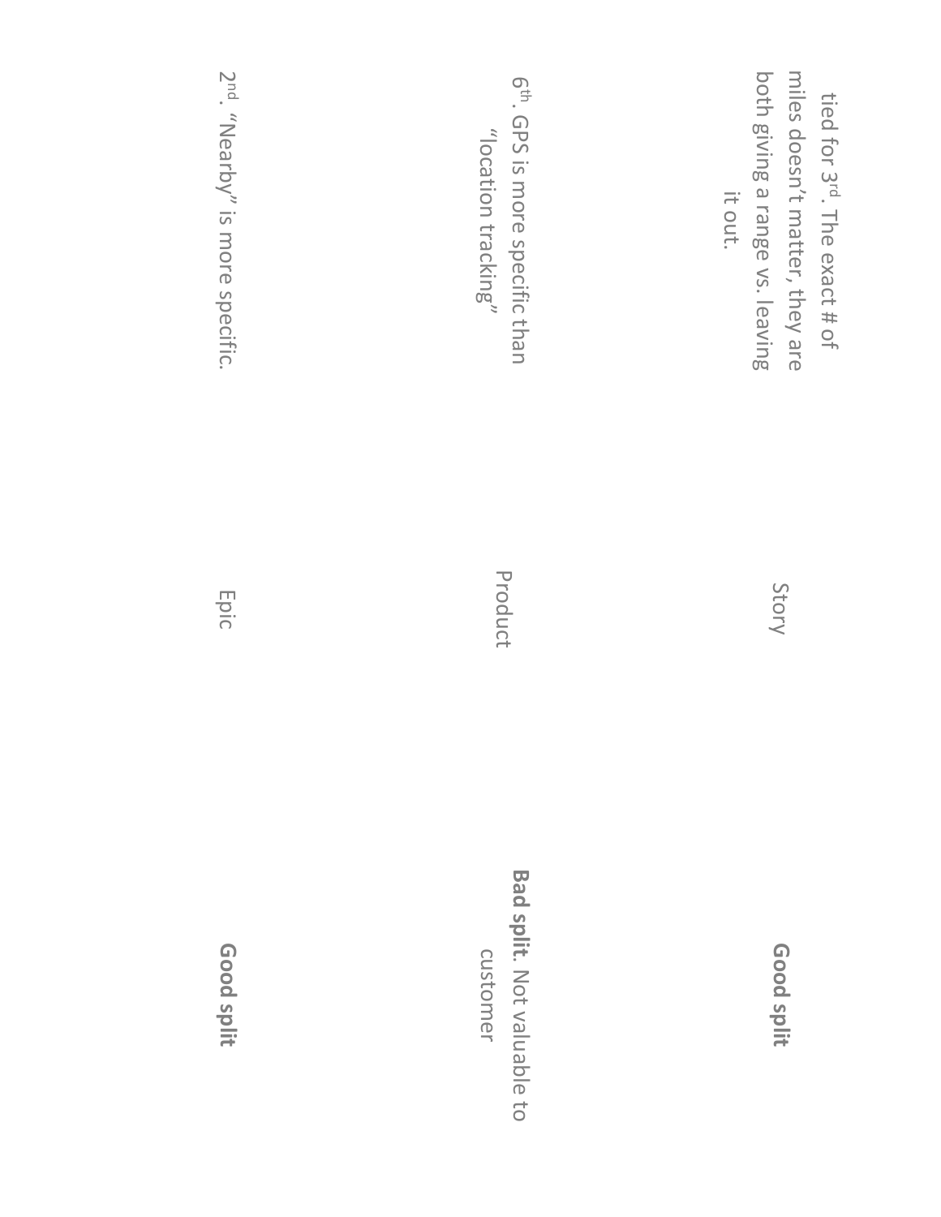| | | |
|---|---|---|
| tied for 3rd. The exact # of miles doesn't matter, they are both giving a range vs. leaving it out. | Story | **Good split** |
| 6th. GPS is more specific than "location tracking" | Product | **Bad split**. Not valuable to customer |
| 2nd. "Nearby" is more specific. | Epic | **Good split** |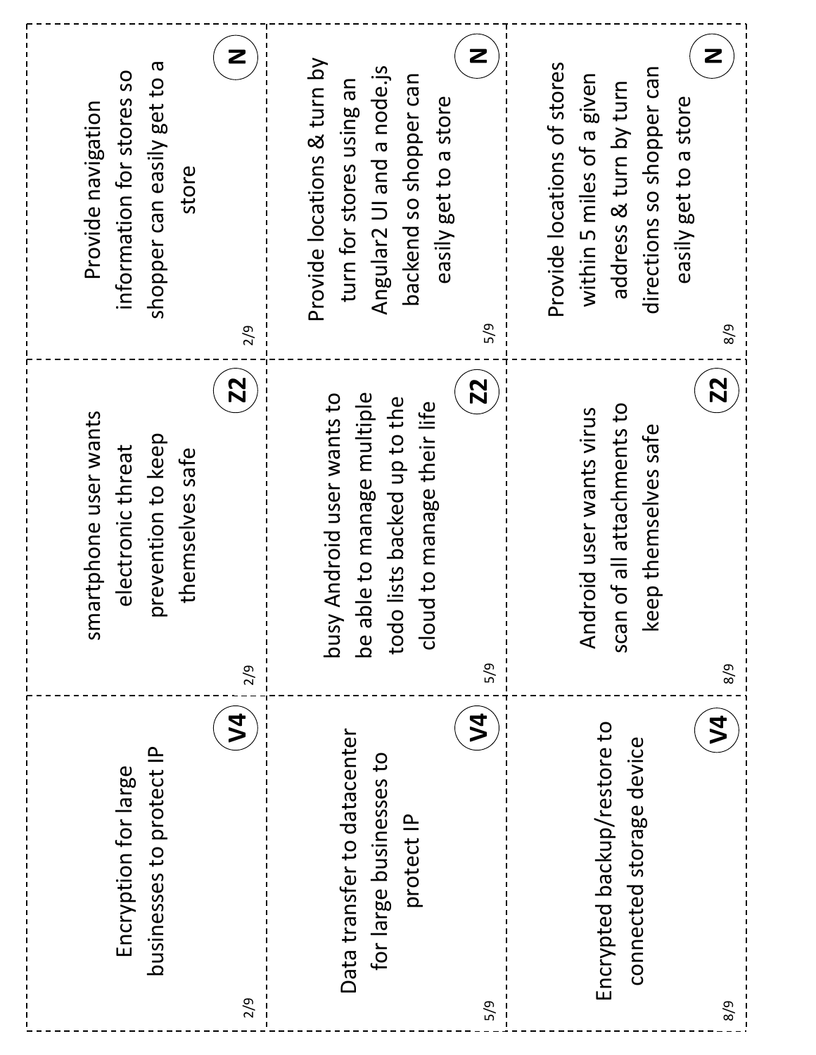| V4 | Z2 | N |
| --- | --- | --- |
| Encryption for large businesses to protect IP (2/9) | smartphone user wants electronic threat prevention to keep themselves safe (2/9) | Provide navigation information for stores so shopper can easily get to a store (2/9) |

| V4 | Z2 | N |
| --- | --- | --- |
| Data transfer to datacenter for large businesses to protect IP (5/9) | busy Android user wants to be able to manage multiple todo lists backed up to the cloud to manage their life (5/9) | Provide locations & turn by turn for stores using an Angular2 UI and a node.js backend so shopper can easily get to a store (5/9) |

| V4 | Z2 | N |
| --- | --- | --- |
| Encrypted backup/restore to connected storage device (8/9) | Android user wants virus scan of all attachments to keep themselves safe (8/9) | Provide locations of stores within 5 miles of a given address & turn by turn directions so shopper can easily get to a store (8/9) |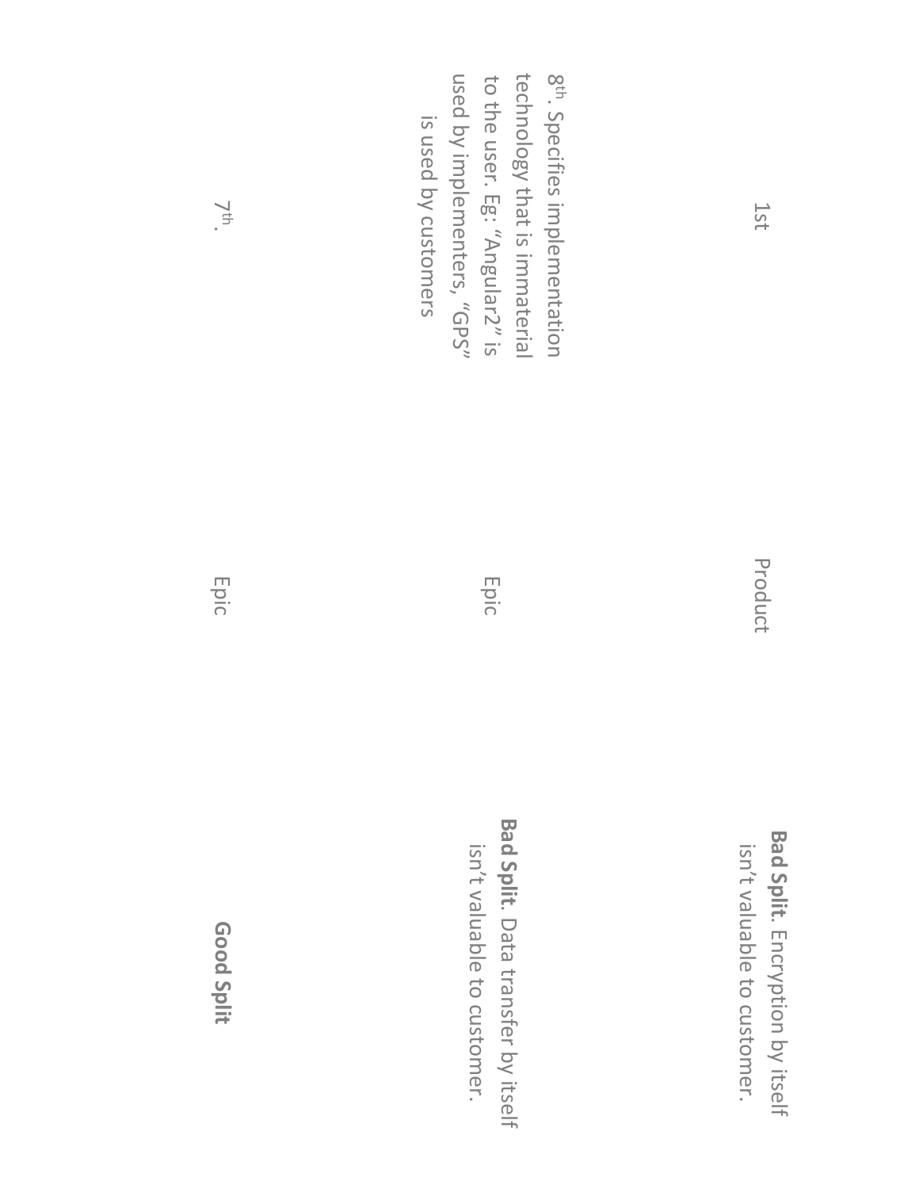| | | |
|---|---|---|
| 1st | Product | **Bad Split**. Encryption by itself isn't valuable to customer. |
| 8th. Specifies implementation technology that is immaterial to the user. Eg: "Angular2" is used by implementers, "GPS" is used by customers | Epic | **Bad Split**. Data transfer by itself isn't valuable to customer. |
| 7th. | Epic | **Good Split** |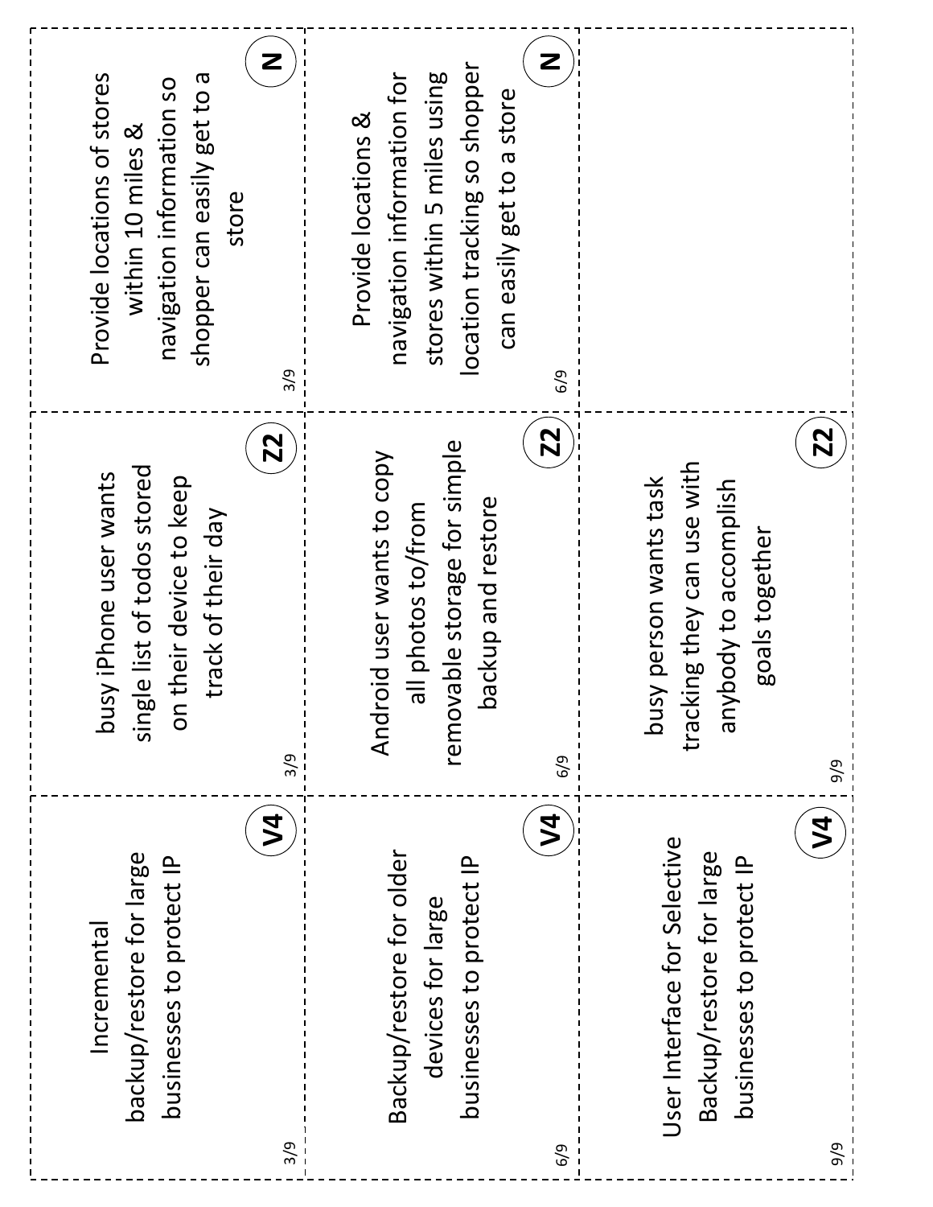Incremental backup/restore for large businesses to protect IP

V4

3/9

---

busy iPhone user wants single list of todos stored on their device to keep track of their day

Z2

3/9

---

Provide locations of stores within 10 miles & navigation information so shopper can easily get to a store

N

3/9

---

Backup/restore for older devices for large businesses to protect IP

V4

6/9

---

Android user wants to copy all photos to/from removable storage for simple backup and restore

Z2

6/9

---

Provide locations & navigation information for stores within 5 miles using location tracking so shopper can easily get to a store

N

6/9

---

User Interface for Selective Backup/restore for large businesses to protect IP

V4

9/9

---

busy person wants task tracking they can use with anybody to accomplish goals together

Z2

9/9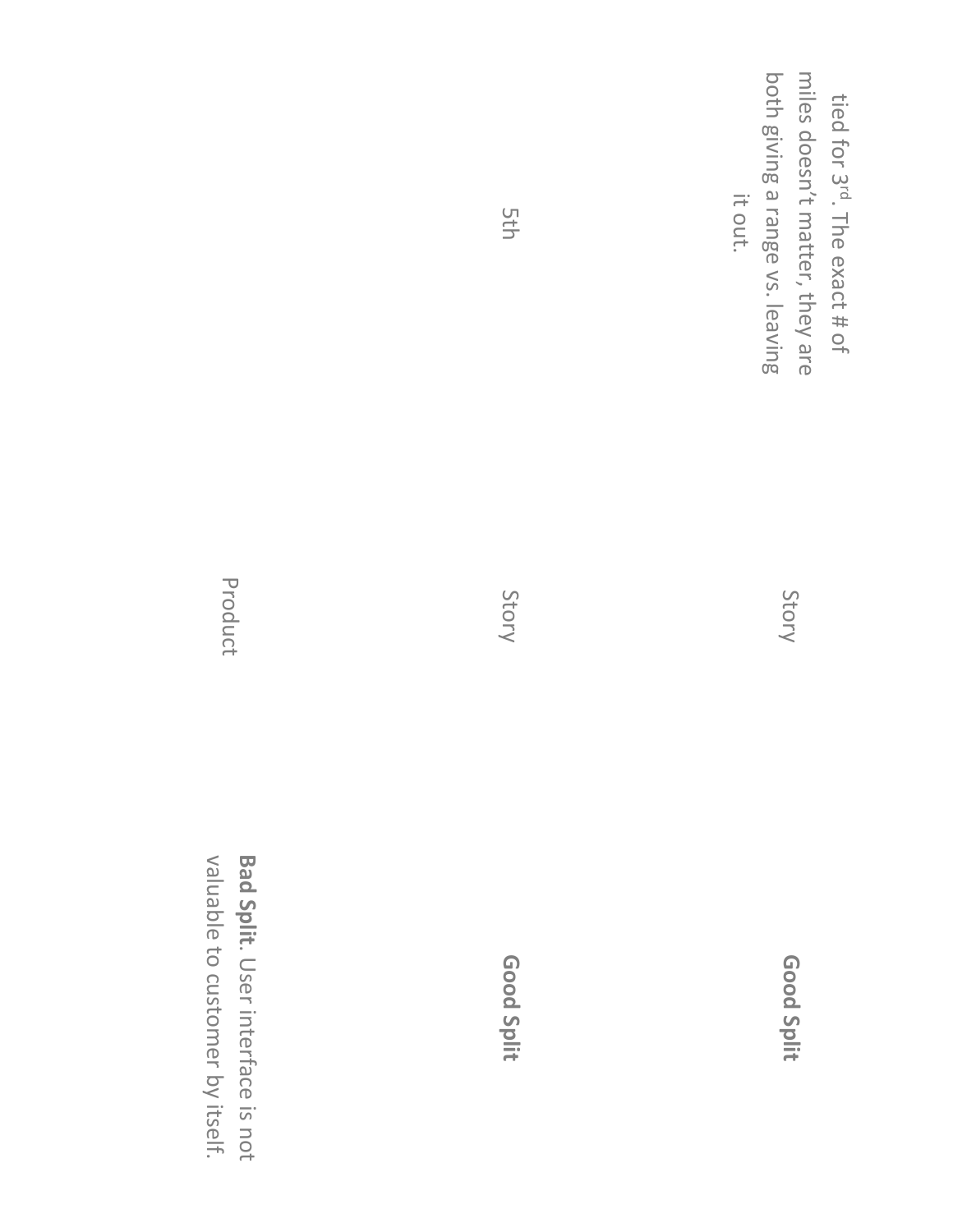| | | |
|---|---|---|
| tied for 3rd. The exact # of miles doesn't matter, they are both giving a range vs. leaving it out. | Story | **Good Split** |
| 5th | Story | **Good Split** |
| | Product | **Bad Split**. User interface is not valuable to customer by itself. |